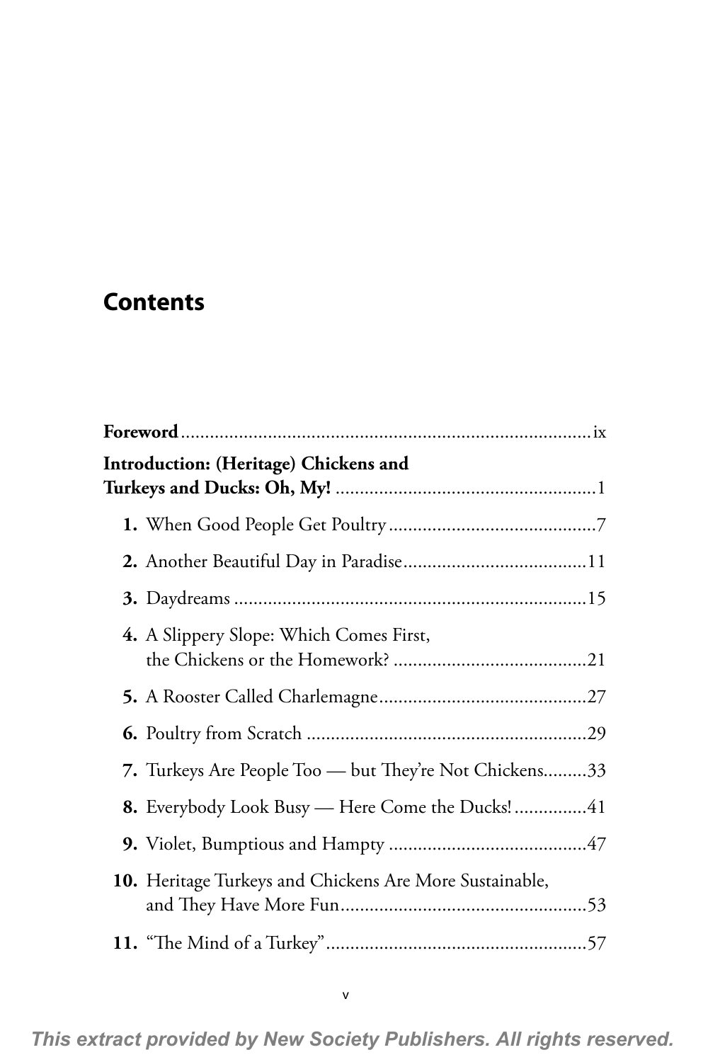## Contents

**Foreword** ix

**Introduction: (Heritage) Chickens and Turkeys and Ducks: Oh, My!** 1

**1.** When Good People Get Poultry 7

**2.** Another Beautiful Day in Paradise 11

**3.** Daydreams 15

**4.** A Slippery Slope: Which Comes First, the Chickens or the Homework? 21

**5.** A Rooster Called Charlemagne 27

**6.** Poultry from Scratch 29

**7.** Turkeys Are People Too — but They're Not Chickens 33

**8.** Everybody Look Busy — Here Come the Ducks! 41

**9.** Violet, Bumptious and Hampty 47

**10.** Heritage Turkeys and Chickens Are More Sustainable, and They Have More Fun 53

**11.** "The Mind of a Turkey" 57

*This extract provided by New Society Publishers. All rights reserved.*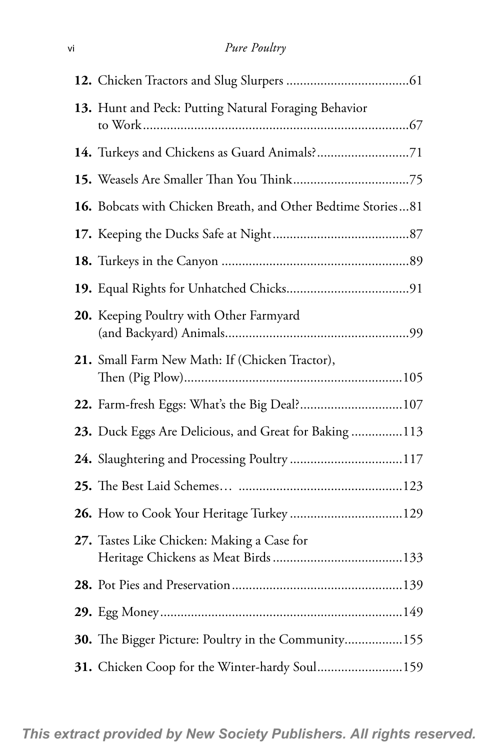**12.** Chicken Tractors and Slug Slurpers ....................................61

**13.** Hunt and Peck: Putting Natural Foraging Behavior to Work..............................................................................67

**14.** Turkeys and Chickens as Guard Animals?...........................71

**15.** Weasels Are Smaller Than You Think..................................75

**16.** Bobcats with Chicken Breath, and Other Bedtime Stories...81

**17.** Keeping the Ducks Safe at Night........................................87

**18.** Turkeys in the Canyon .......................................................89

**19.** Equal Rights for Unhatched Chicks....................................91

**20.** Keeping Poultry with Other Farmyard (and Backyard) Animals......................................................99

**21.** Small Farm New Math: If (Chicken Tractor), Then (Pig Plow)................................................................105

**22.** Farm-fresh Eggs: What's the Big Deal?..............................107

**23.** Duck Eggs Are Delicious, and Great for Baking ..............113

**24.** Slaughtering and Processing Poultry .................................117

**25.** The Best Laid Schemes… ................................................123

**26.** How to Cook Your Heritage Turkey .................................129

**27.** Tastes Like Chicken: Making a Case for Heritage Chickens as Meat Birds ......................................133

**28.** Pot Pies and Preservation..................................................139

**29.** Egg Money.......................................................................149

**30.** The Bigger Picture: Poultry in the Community.................155

**31.** Chicken Coop for the Winter-hardy Soul.........................159

***This extract provided by New Society Publishers. All rights reserved.***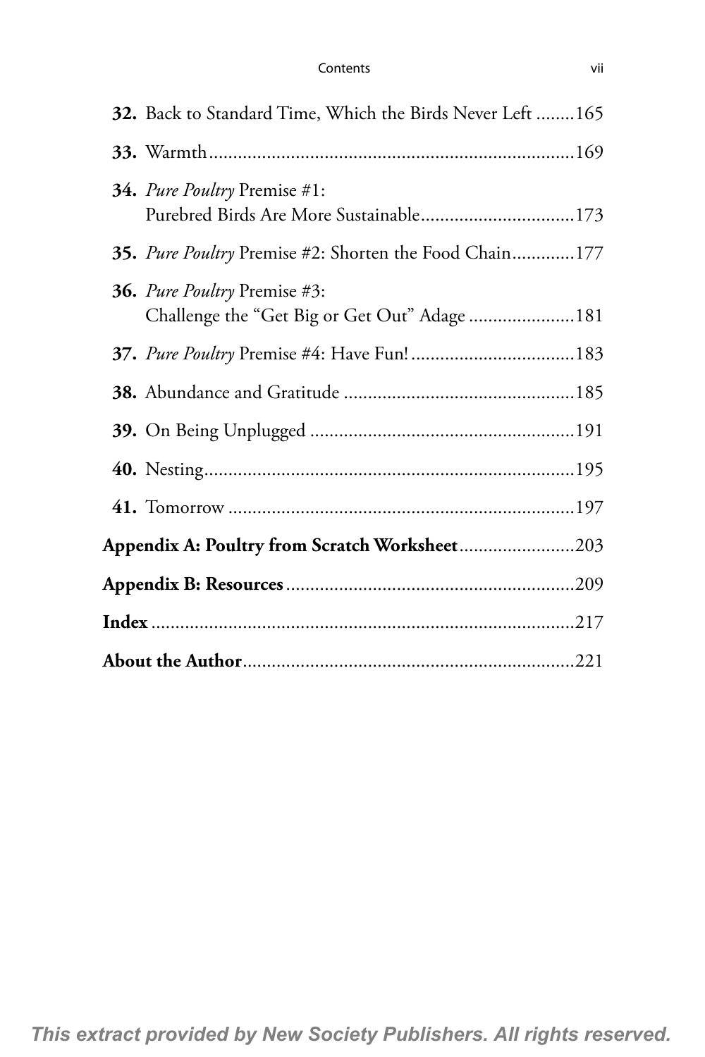**32.** Back to Standard Time, Which the Birds Never Left ........165

**33.** Warmth........................................................................169

**34.** *Pure Poultry* Premise #1:
Purebred Birds Are More Sustainable................................173

**35.** *Pure Poultry* Premise #2: Shorten the Food Chain.............177

**36.** *Pure Poultry* Premise #3:
Challenge the "Get Big or Get Out" Adage ......................181

**37.** *Pure Poultry* Premise #4: Have Fun!..................................183

**38.** Abundance and Gratitude ................................................185

**39.** On Being Unplugged .......................................................191

**40.** Nesting.............................................................................195

**41.** Tomorrow ........................................................................197

**Appendix A: Poultry from Scratch Worksheet**........................203

**Appendix B: Resources**............................................................209

**Index**........................................................................................217

**About the Author**.....................................................................221

*This extract provided by New Society Publishers. All rights reserved.*